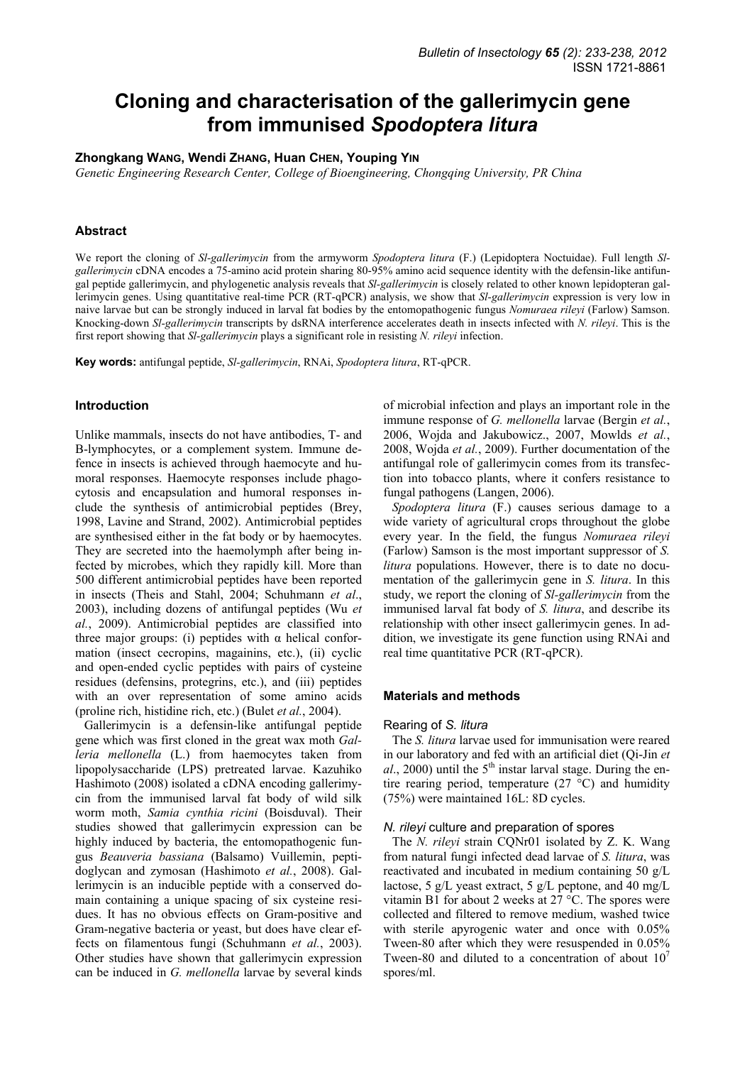# Cloning and characterisation of the gallerimycin gene from immunised *Spodoptera litura*

**Zhongkang WANG, Wendi ZHANG, Huan CHEN, Youping YIN**

*Genetic Engineering Research Center, College of Bioengineering, Chongqing University, PR China*

## Abstract

We report the cloning of *Sl-gallerimycin* from the armyworm *Spodoptera litura* (F.) (Lepidoptera Noctuidae). Full length *Sl-gallerimycin* cDNA encodes a 75-amino acid protein sharing 80-95% amino acid sequence identity with the defensin-like antifungal peptide gallerimycin, and phylogenetic analysis reveals that *Sl-gallerimycin* is closely related to other known lepidopteran gallerimycin genes. Using quantitative real-time PCR (RT-qPCR) analysis, we show that *Sl-gallerimycin* expression is very low in naive larvae but can be strongly induced in larval fat bodies by the entomopathogenic fungus *Nomuraea rileyi* (Farlow) Samson. Knocking-down *Sl-gallerimycin* transcripts by dsRNA interference accelerates death in insects infected with *N. rileyi*. This is the first report showing that *Sl-gallerimycin* plays a significant role in resisting *N. rileyi* infection.

**Key words:** antifungal peptide, *Sl-gallerimycin*, RNAi, *Spodoptera litura*, RT-qPCR.

## Introduction

Unlike mammals, insects do not have antibodies, T- and B-lymphocytes, or a complement system. Immune defence in insects is achieved through haemocyte and humoral responses. Haemocyte responses include phagocytosis and encapsulation and humoral responses include the synthesis of antimicrobial peptides (Brey, 1998, Lavine and Strand, 2002). Antimicrobial peptides are synthesised either in the fat body or by haemocytes. They are secreted into the haemolymph after being infected by microbes, which they rapidly kill. More than 500 different antimicrobial peptides have been reported in insects (Theis and Stahl, 2004; Schuhmann *et al*., 2003), including dozens of antifungal peptides (Wu *et al.*, 2009). Antimicrobial peptides are classified into three major groups: (i) peptides with α helical conformation (insect cecropins, magainins, etc.), (ii) cyclic and open-ended cyclic peptides with pairs of cysteine residues (defensins, protegrins, etc.), and (iii) peptides with an over representation of some amino acids (proline rich, histidine rich, etc.) (Bulet *et al.*, 2004).

Gallerimycin is a defensin-like antifungal peptide gene which was first cloned in the great wax moth *Galleria mellonella* (L.) from haemocytes taken from lipopolysaccharide (LPS) pretreated larvae. Kazuhiko Hashimoto (2008) isolated a cDNA encoding gallerimycin from the immunised larval fat body of wild silk worm moth, *Samia cynthia ricini* (Boisduval). Their studies showed that gallerimycin expression can be highly induced by bacteria, the entomopathogenic fungus *Beauveria bassiana* (Balsamo) Vuillemin, peptidoglycan and zymosan (Hashimoto *et al.*, 2008). Gallerimycin is an inducible peptide with a conserved domain containing a unique spacing of six cysteine residues. It has no obvious effects on Gram-positive and Gram-negative bacteria or yeast, but does have clear effects on filamentous fungi (Schuhmann *et al.*, 2003). Other studies have shown that gallerimycin expression can be induced in *G. mellonella* larvae by several kinds of microbial infection and plays an important role in the immune response of *G. mellonella* larvae (Bergin *et al.*, 2006, Wojda and Jakubowicz., 2007, Mowlds *et al.*, 2008, Wojda *et al.*, 2009). Further documentation of the antifungal role of gallerimycin comes from its transfection into tobacco plants, where it confers resistance to fungal pathogens (Langen, 2006).

*Spodoptera litura* (F.) causes serious damage to a wide variety of agricultural crops throughout the globe every year. In the field, the fungus *Nomuraea rileyi* (Farlow) Samson is the most important suppressor of *S. litura* populations. However, there is to date no documentation of the gallerimycin gene in *S. litura*. In this study, we report the cloning of *Sl-gallerimycin* from the immunised larval fat body of *S. litura*, and describe its relationship with other insect gallerimycin genes. In addition, we investigate its gene function using RNAi and real time quantitative PCR (RT-qPCR).

## Materials and methods

### Rearing of *S. litura*

The *S. litura* larvae used for immunisation were reared in our laboratory and fed with an artificial diet (Qi-Jin *et al*., 2000) until the 5th instar larval stage. During the entire rearing period, temperature (27 °C) and humidity (75%) were maintained 16L: 8D cycles.

### *N. rileyi* culture and preparation of spores

The *N. rileyi* strain CQNr01 isolated by Z. K. Wang from natural fungi infected dead larvae of *S. litura*, was reactivated and incubated in medium containing 50 g/L lactose, 5 g/L yeast extract, 5 g/L peptone, and 40 mg/L vitamin B1 for about 2 weeks at 27 °C. The spores were collected and filtered to remove medium, washed twice with sterile apyrogenic water and once with 0.05% Tween-80 after which they were resuspended in 0.05% Tween-80 and diluted to a concentration of about $10^7$ spores/ml.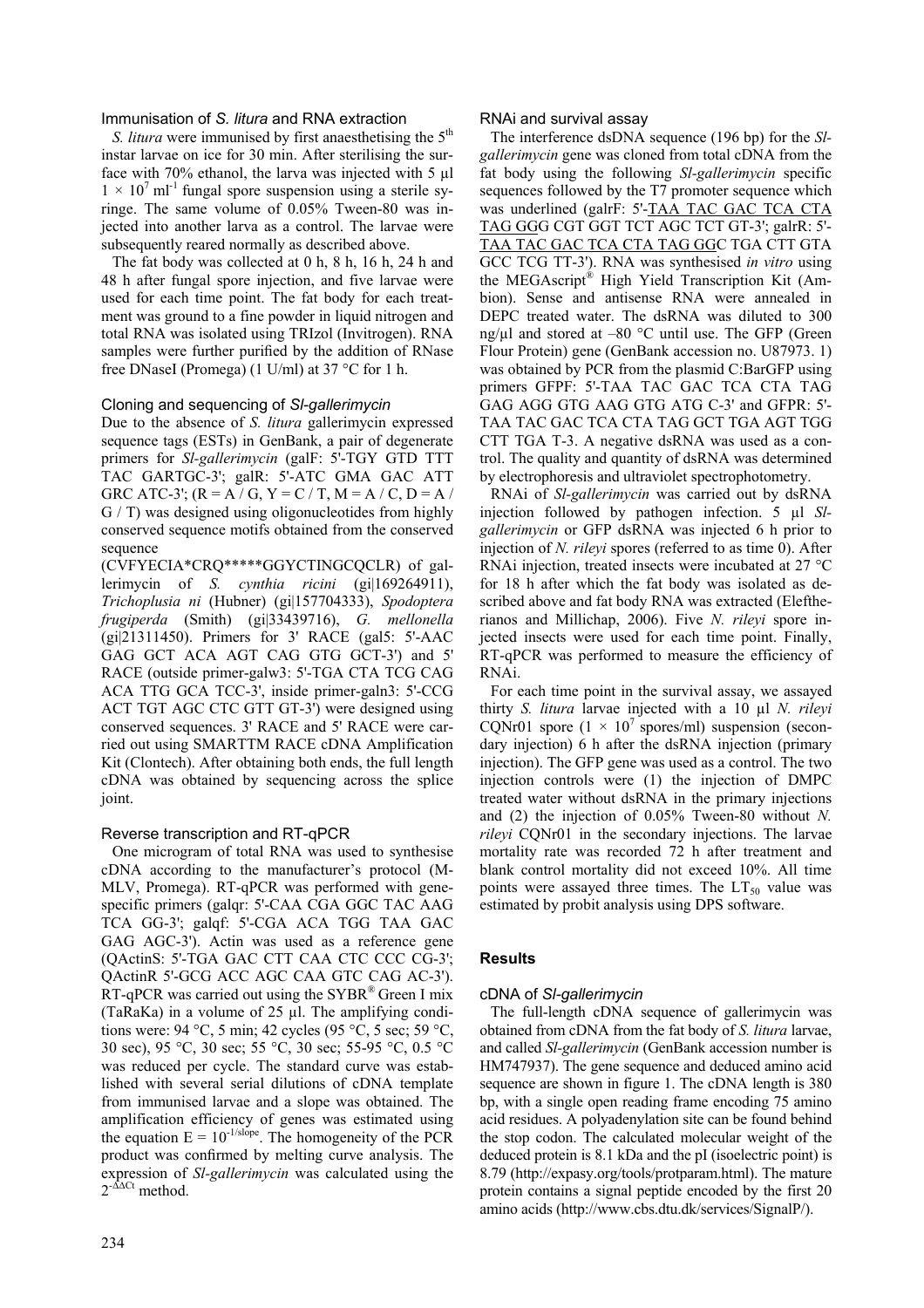### Immunisation of *S. litura* and RNA extraction

*S. litura* were immunised by first anaesthetising the $5^{th}$ instar larvae on ice for 30 min. After sterilising the surface with 70% ethanol, the larva was injected with 5 µl $1 \times 10^7$ $ml^{-1}$ fungal spore suspension using a sterile syringe. The same volume of 0.05% Tween-80 was injected into another larva as a control. The larvae were subsequently reared normally as described above.

The fat body was collected at 0 h, 8 h, 16 h, 24 h and 48 h after fungal spore injection, and five larvae were used for each time point. The fat body for each treatment was ground to a fine powder in liquid nitrogen and total RNA was isolated using TRIzol (Invitrogen). RNA samples were further purified by the addition of RNase free DNaseI (Promega) (1 U/ml) at 37 °C for 1 h.

### Cloning and sequencing of *Sl-gallerimycin*

Due to the absence of *S. litura* gallerimycin expressed sequence tags (ESTs) in GenBank, a pair of degenerate primers for *Sl-gallerimycin* (galF: 5'-TGY GTD TTT TAC GARTGC-3'; galR: 5'-ATC GMA GAC ATT GRC ATC-3'; (R = A / G, Y = C / T, M = A / C, D = A / G / T) was designed using oligonucleotides from highly conserved sequence motifs obtained from the conserved sequence (CVFYECIA*CRQ*****GGYCTINGCQCLR) of gallerimycin of *S. cynthia ricini* (gi|169264911), *Trichoplusia ni* (Hubner) (gi|157704333), *Spodoptera frugiperda* (Smith) (gi|33439716), *G. mellonella* (gi|21311450). Primers for 3' RACE (gal5: 5'-AAC GAG GCT ACA AGT CAG GTG GCT-3') and 5' RACE (outside primer-galw3: 5'-TGA CTA TCG CAG ACA TTG GCA TCC-3', inside primer-galn3: 5'-CCG ACT TGT AGC CTC GTT GT-3') were designed using conserved sequences. 3' RACE and 5' RACE were carried out using SMARTTM RACE cDNA Amplification Kit (Clontech). After obtaining both ends, the full length cDNA was obtained by sequencing across the splice joint.

### Reverse transcription and RT-qPCR

One microgram of total RNA was used to synthesise cDNA according to the manufacturer's protocol (M-MLV, Promega). RT-qPCR was performed with gene-specific primers (galqr: 5'-CAA CGA GGC TAC AAG TCA GG-3'; galqf: 5'-CGA ACA TGG TAA GAC GAG AGC-3'). Actin was used as a reference gene (QActinS: 5'-TGA GAC CTT CAA CTC CCC CG-3'; QActinR 5'-GCG ACC AGC CAA GTC CAG AC-3'). RT-qPCR was carried out using the SYBR® Green I mix (TaRaKa) in a volume of 25 µl. The amplifying conditions were: 94 °C, 5 min; 42 cycles (95 °C, 5 sec; 59 °C, 30 sec), 95 °C, 30 sec; 55 °C, 30 sec; 55-95 °C, 0.5 °C was reduced per cycle. The standard curve was established with several serial dilutions of cDNA template from immunised larvae and a slope was obtained. The amplification efficiency of genes was estimated using the equation $E = 10^{-1/slope}$. The homogeneity of the PCR product was confirmed by melting curve analysis. The expression of *Sl-gallerimycin* was calculated using the $2^{-\Delta\Delta Ct}$ method.

### RNAi and survival assay

The interference dsDNA sequence (196 bp) for the *Sl-gallerimycin* gene was cloned from total cDNA from the fat body using the following *Sl-gallerimycin* specific sequences followed by the T7 promoter sequence which was underlined (galrF: 5'-<u>TAA TAC GAC TCA CTA TAG GG</u>G CGT GGT TCT AGC TCT GT-3'; galrR: 5'-<u>TAA TAC GAC TCA CTA TAG GG</u>C TGA CTT GTA GCC TCG TT-3'). RNA was synthesised *in vitro* using the MEGAscript® High Yield Transcription Kit (Ambion). Sense and antisense RNA were annealed in DEPC treated water. The dsRNA was diluted to 300 ng/µl and stored at –80 °C until use. The GFP (Green Flour Protein) gene (GenBank accession no. U87973. 1) was obtained by PCR from the plasmid C:BarGFP using primers GFPF: 5'-TAA TAC GAC TCA CTA TAG GAG AGG GTG AAG GTG ATG C-3' and GFPR: 5'-TAA TAC GAC TCA CTA TAG GCT TGA AGT TGG CTT TGA T-3. A negative dsRNA was used as a control. The quality and quantity of dsRNA was determined by electrophoresis and ultraviolet spectrophotometry.

RNAi of *Sl-gallerimycin* was carried out by dsRNA injection followed by pathogen infection. 5 µl *Sl-gallerimycin* or GFP dsRNA was injected 6 h prior to injection of *N. rileyi* spores (referred to as time 0). After RNAi injection, treated insects were incubated at 27 °C for 18 h after which the fat body was isolated as described above and fat body RNA was extracted (Eleftherianos and Millichap, 2006). Five *N. rileyi* spore injected insects were used for each time point. Finally, RT-qPCR was performed to measure the efficiency of RNAi.

For each time point in the survival assay, we assayed thirty *S. litura* larvae injected with a 10 µl *N. rileyi* CQNr01 spore ($1 \times 10^7$ spores/ml) suspension (secondary injection) 6 h after the dsRNA injection (primary injection). The GFP gene was used as a control. The two injection controls were (1) the injection of DMPC treated water without dsRNA in the primary injections and (2) the injection of 0.05% Tween-80 without *N. rileyi* CQNr01 in the secondary injections. The larvae mortality rate was recorded 72 h after treatment and blank control mortality did not exceed 10%. All time points were assayed three times. The $LT_{50}$ value was estimated by probit analysis using DPS software.

## Results

### cDNA of *Sl-gallerimycin*

The full-length cDNA sequence of gallerimycin was obtained from cDNA from the fat body of *S. litura* larvae, and called *Sl-gallerimycin* (GenBank accession number is HM747937). The gene sequence and deduced amino acid sequence are shown in figure 1. The cDNA length is 380 bp, with a single open reading frame encoding 75 amino acid residues. A polyadenylation site can be found behind the stop codon. The calculated molecular weight of the deduced protein is 8.1 kDa and the pI (isoelectric point) is 8.79 (http://expasy.org/tools/protparam.html). The mature protein contains a signal peptide encoded by the first 20 amino acids (http://www.cbs.dtu.dk/services/SignalP/).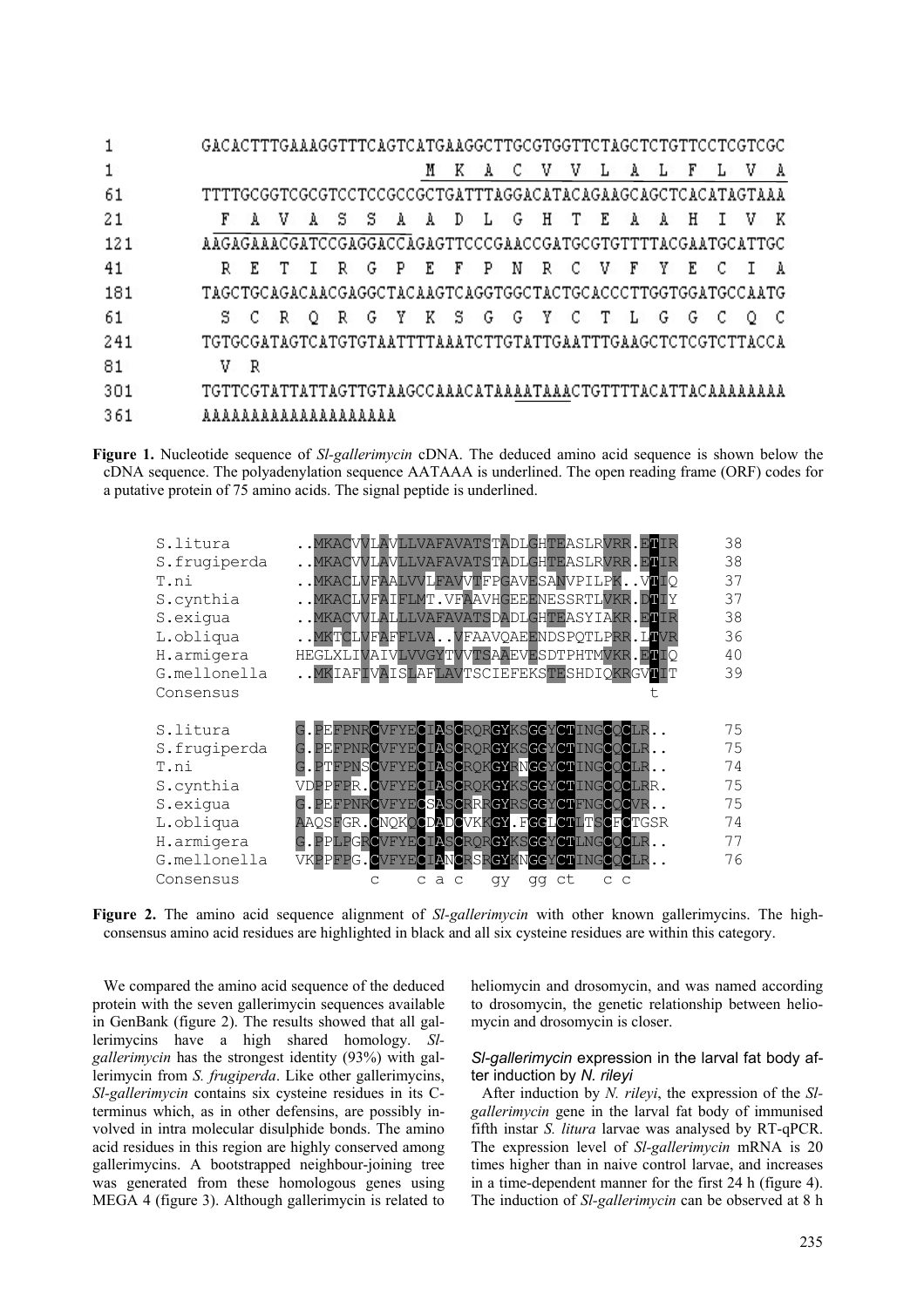```
1      GACACTTTGAAAGGTTTCAGTCATGAAGGCTTGCGTGGTTCTAGCTCTGTTCCTCGTCGC
1                               M  K  A  C  V  V  L  A  L  F  L  V  A
61     TTTTGCGGTCGCGTCCTCCGCCGCTGATTTAGGACATACAGAAGCAGCTCACATAGTAAA
21      F  A  V  A  S  S  A  A  D  L  G  H  T  E  A  A  H  I  V  K
121    AAGAGAAACGATCCGAGGACCAGAGTTCCCGAACCGATGCGTGTTTTACGAATGCATTGC
41      R  E  T  I  R  G  P  E  F  P  N  R  C  V  F  Y  E  C  I  A
181    TAGCTGCAGACAACGAGGCTACAAGTCAGGTGGCTACTGCACCCTTGGTGGATGCCAATG
61      S  C  R  Q  R  G  Y  K  S  G  G  Y  C  T  L  G  G  C  Q  C
241    TGTGCGATAGTCATGTGTAATTTTAAATCTTGTATTGAATTTGAAGCTCTCGTCTTACCA
81      V  R
301    TGTTCGTATTATTAGTTGTAAGCCAAACATAAAATAAACTGTTTTACATTACAAAAAAAA
361    AAAAAAAAAAAAAAAAAAA
```

**Figure 1.** Nucleotide sequence of *Sl-gallerimycin* cDNA. The deduced amino acid sequence is shown below the cDNA sequence. The polyadenylation sequence AATAAA is underlined. The open reading frame (ORF) codes for a putative protein of 75 amino acids. The signal peptide is underlined.

```
S.litura       ..MKACVVLAVLLVAFAVATSTADLGHTEASLRVRR.ETIR    38
S.frugiperda   ..MKACVVLAVLLVAFAVATSTADLGHTEASLRVRR.ETIR    38
T.ni           ..MKACLVFAALVVLFAVVTFPGAVESANVPILPK..VTIQ    37
S.cynthia      ..MKACLVFAIFLMT.VFAAVHGEEENESSRTLVKR.DTIY    37
S.exigua       ..MKACVVLALLLVAFAVATSDADLGHTEASYIAKR.ETIR    38
L.obliqua      ..MKTCLVFAFFLVA..VFAAVQAEENDSPQTLPRR.LTVR    36
H.armigera     HEGLXLIVAIVLVVGYTVVTSAAEVESDTPHTMVKR.ETIQ    40
G.mellonella   ..MKIAFIVAISLAFLAVTSCIEFEKSTESHDIQKRGVTIT    39
Consensus                                              t

S.litura       G.PEFPNRCVFYECIASCRQRGYKSGGYCTINGCQCLR..     75
S.frugiperda   G.PEFPNRCVFYECIASCRQRGYKSGGYCTINGCQCLR..     75
T.ni           G.PTFPNSCVFYECIASCRQKGYRNGGYCTINGCQCLR..     74
S.cynthia      VDPPFPR.CVFYECIASCRQKGYKSGGYCTINGCQCLRR.     75
S.exigua       G.PEFPNRCVFYECSASCRRRGYRSGGYCTFNGCQCVR..     75
L.obliqua      AAQSFGR.CNQKQCDADCVKKGY.FGGLCTLTSCFCTGSR     74
H.armigera     G.PPLPGRCVFYECIASCRQRGYKSGGYCTLNGCQCLR..     77
G.mellonella   VKPPFPG.CVFYECIANCRSRGYKNGGYCTINGCQCLR..     76
Consensus             c     c a c   gy   gg ct    c c
```

**Figure 2.** The amino acid sequence alignment of *Sl-gallerimycin* with other known gallerimycins. The high-consensus amino acid residues are highlighted in black and all six cysteine residues are within this category.

We compared the amino acid sequence of the deduced protein with the seven gallerimycin sequences available in GenBank (figure 2). The results showed that all gallerimycins have a high shared homology. *Sl-gallerimycin* has the strongest identity (93%) with gallerimycin from *S. frugiperda*. Like other gallerimycins, *Sl-gallerimycin* contains six cysteine residues in its C-terminus which, as in other defensins, are possibly involved in intra molecular disulphide bonds. The amino acid residues in this region are highly conserved among gallerimycins. A bootstrapped neighbour-joining tree was generated from these homologous genes using MEGA 4 (figure 3). Although gallerimycin is related to heliomycin and drosomycin, and was named according to drosomycin, the genetic relationship between heliomycin and drosomycin is closer.

### *Sl-gallerimycin* expression in the larval fat body after induction by *N. rileyi*

After induction by *N. rileyi*, the expression of the *Sl-gallerimycin* gene in the larval fat body of immunised fifth instar *S. litura* larvae was analysed by RT-qPCR. The expression level of *Sl-gallerimycin* mRNA is 20 times higher than in naive control larvae, and increases in a time-dependent manner for the first 24 h (figure 4). The induction of *Sl-gallerimycin* can be observed at 8 h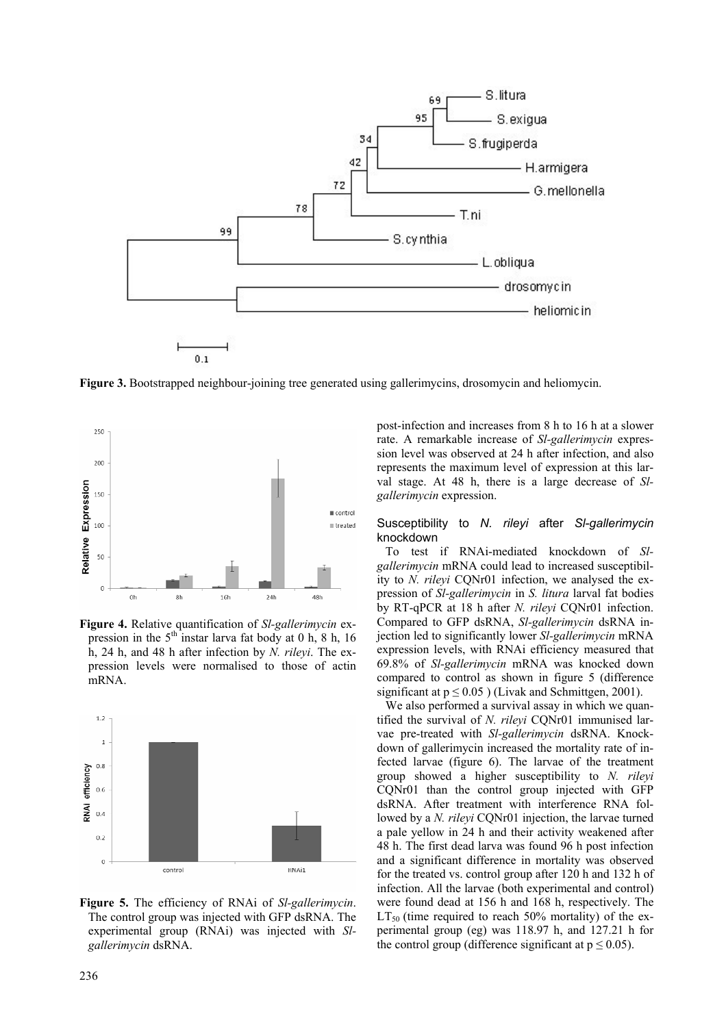**Figure 3.** Bootstrapped neighbour-joining tree generated using gallerimycins, drosomycin and heliomycin.

**Figure 4.** Relative quantification of *Sl-gallerimycin* expression in the 5th instar larva fat body at 0 h, 8 h, 16 h, 24 h, and 48 h after infection by *N. rileyi*. The expression levels were normalised to those of actin mRNA.

**Figure 5.** The efficiency of RNAi of *Sl-gallerimycin*. The control group was injected with GFP dsRNA. The experimental group (RNAi) was injected with *Sl-gallerimycin* dsRNA.

post-infection and increases from 8 h to 16 h at a slower rate. A remarkable increase of *Sl-gallerimycin* expression level was observed at 24 h after infection, and also represents the maximum level of expression at this larval stage. At 48 h, there is a large decrease of *Sl-gallerimycin* expression.

### Susceptibility to *N. rileyi* after *Sl-gallerimycin* knockdown

To test if RNAi-mediated knockdown of *Sl-gallerimycin* mRNA could lead to increased susceptibility to *N. rileyi* CQNr01 infection, we analysed the expression of *Sl-gallerimycin* in *S. litura* larval fat bodies by RT-qPCR at 18 h after *N. rileyi* CQNr01 infection. Compared to GFP dsRNA, *Sl-gallerimycin* dsRNA injection led to significantly lower *Sl-gallerimycin* mRNA expression levels, with RNAi efficiency measured that 69.8% of *Sl-gallerimycin* mRNA was knocked down compared to control as shown in figure 5 (difference significant at $p \leq 0.05$ ) (Livak and Schmittgen, 2001).

We also performed a survival assay in which we quantified the survival of *N. rileyi* CQNr01 immunised larvae pre-treated with *Sl-gallerimycin* dsRNA. Knockdown of gallerimycin increased the mortality rate of infected larvae (figure 6). The larvae of the treatment group showed a higher susceptibility to *N. rileyi* CQNr01 than the control group injected with GFP dsRNA. After treatment with interference RNA followed by a *N. rileyi* CQNr01 injection, the larvae turned a pale yellow in 24 h and their activity weakened after 48 h. The first dead larva was found 96 h post infection and a significant difference in mortality was observed for the treated vs. control group after 120 h and 132 h of infection. All the larvae (both experimental and control) were found dead at 156 h and 168 h, respectively. The $LT_{50}$ (time required to reach 50% mortality) of the experimental group (eg) was 118.97 h, and 127.21 h for the control group (difference significant at $p \leq 0.05$).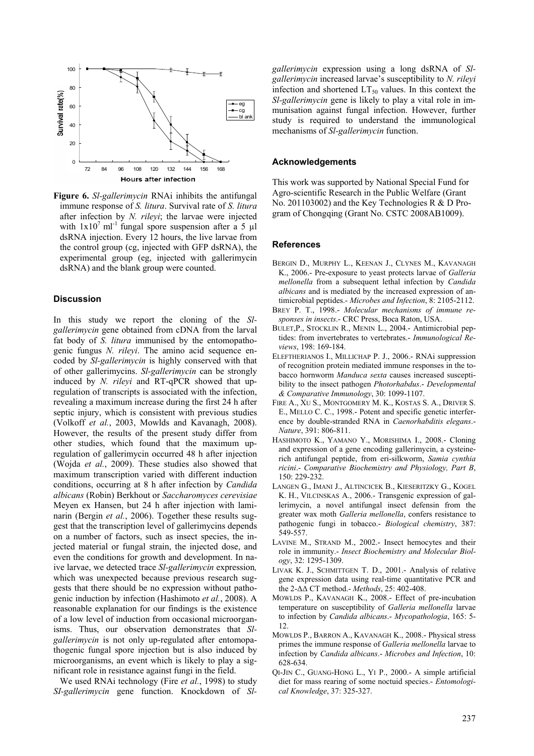**Figure 6.** *Sl-gallerimycin* RNAi inhibits the antifungal immune response of *S. litura*. Survival rate of *S. litura* after infection by *N. rileyi*; the larvae were injected with $1 \times 10^7$ ml$^{-1}$ fungal spore suspension after a 5 µl dsRNA injection. Every 12 hours, the live larvae from the control group (cg, injected with GFP dsRNA), the experimental group (eg, injected with gallerimycin dsRNA) and the blank group were counted.

## Discussion

In this study we report the cloning of the *Sl-gallerimycin* gene obtained from cDNA from the larval fat body of *S. litura* immunised by the entomopathogenic fungus *N. rileyi*. The amino acid sequence encoded by *Sl-gallerimycin* is highly conserved with that of other gallerimycins. *Sl-gallerimycin* can be strongly induced by *N. rileyi* and RT-qPCR showed that upregulation of transcripts is associated with the infection, revealing a maximum increase during the first 24 h after septic injury, which is consistent with previous studies (Volkoff *et al.*, 2003, Mowlds and Kavanagh, 2008). However, the results of the present study differ from other studies, which found that the maximum upregulation of gallerimycin occurred 48 h after injection (Wojda *et al.*, 2009). These studies also showed that maximum transcription varied with different induction conditions, occurring at 8 h after infection by *Candida albicans* (Robin) Berkhout or *Saccharomyces cerevisiae* Meyen ex Hansen, but 24 h after injection with laminarin (Bergin *et al.*, 2006). Together these results suggest that the transcription level of gallerimycins depends on a number of factors, such as insect species, the injected material or fungal strain, the injected dose, and even the conditions for growth and development. In naive larvae, we detected trace *Sl-gallerimycin* expression*,* which was unexpected because previous research suggests that there should be no expression without pathogenic induction by infection (Hashimoto *et al.*, 2008). A reasonable explanation for our findings is the existence of a low level of induction from occasional microorganisms. Thus, our observation demonstrates that *Sl-gallerimycin* is not only up-regulated after entomopathogenic fungal spore injection but is also induced by microorganisms, an event which is likely to play a significant role in resistance against fungi in the field.

We used RNAi technology (Fire *et al.*, 1998) to study *SI-gallerimycin* gene function. Knockdown of *Sl-gallerimycin* expression using a long dsRNA of *Sl-gallerimycin* increased larvae's susceptibility to *N. rileyi* infection and shortened $LT_{50}$ values. In this context the *Sl-gallerimycin* gene is likely to play a vital role in immunisation against fungal infection. However, further study is required to understand the immunological mechanisms of *Sl-gallerimycin* function.

## Acknowledgements

This work was supported by National Special Fund for Agro-scientific Research in the Public Welfare (Grant No. 201103002) and the Key Technologies R & D Program of Chongqing (Grant No. CSTC 2008AB1009).

## References

BERGIN D., MURPHY L., KEENAN J., CLYNES M., KAVANAGH K., 2006.- Pre-exposure to yeast protects larvae of *Galleria mellonella* from a subsequent lethal infection by *Candida albicans* and is mediated by the increased expression of antimicrobial peptides.- *Microbes and Infection*, 8: 2105-2112.

BREY P. T., 1998.- *Molecular mechanisms of immune responses in insects*.- CRC Press, Boca Raton, USA.

BULET,P., STOCKLIN R., MENIN L., 2004.- Antimicrobial peptides: from invertebrates to vertebrates.- *Immunological Reviews*, 198: 169-184.

ELEFTHERIANOS I., MILLICHAP P. J., 2006.- RNAi suppression of recognition protein mediated immune responses in the tobacco hornworm *Manduca sexta* causes increased susceptibility to the insect pathogen *Photorhabdus*.- *Developmental & Comparative Immunology*, 30: 1099-1107.

FIRE A., XU S., MONTGOMERY M. K., KOSTAS S. A., DRIVER S. E., MELLO C. C., 1998.- Potent and specific genetic interference by double-stranded RNA in *Caenorhabditis elegans*.- *Nature*, 391: 806-811.

HASHIMOTO K., YAMANO Y., MORISHIMA I., 2008.- Cloning and expression of a gene encoding gallerimycin, a cysteine-rich antifungal peptide, from eri-silkworm, *Samia cynthia ricini*.- *Comparative Biochemistry and Physiology, Part B*, 150: 229-232.

LANGEN G., IMANI J., ALTINCICEK B., KIESERITZKY G., KOGEL K. H., VILCINSKAS A., 2006.- Transgenic expression of gallerimycin, a novel antifungal insect defensin from the greater wax moth *Galleria mellonella*, confers resistance to pathogenic fungi in tobacco.- *Biological chemistry*, 387: 549-557.

LAVINE M., STRAND M., 2002.- Insect hemocytes and their role in immunity.- *Insect Biochemistry and Molecular Biology*, 32: 1295-1309.

LIVAK K. J., SCHMITTGEN T. D., 2001.- Analysis of relative gene expression data using real-time quantitative PCR and the 2-ΔΔ CT method.- *Methods*, 25: 402-408.

MOWLDS P., KAVANAGH K., 2008.- Effect of pre-incubation temperature on susceptibility of *Galleria mellonella* larvae to infection by *Candida albicans*.- *Mycopathologia*, 165: 5-12.

MOWLDS P., BARRON A., KAVANAGH K., 2008.- Physical stress primes the immune response of *Galleria mellonella* larvae to infection by *Candida albicans*.- *Microbes and Infection*, 10: 628-634.

QI-JIN C., GUANG-HONG L., YI P., 2000.- A simple artificial diet for mass rearing of some noctuid species.- *Entomological Knowledge*, 37: 325-327.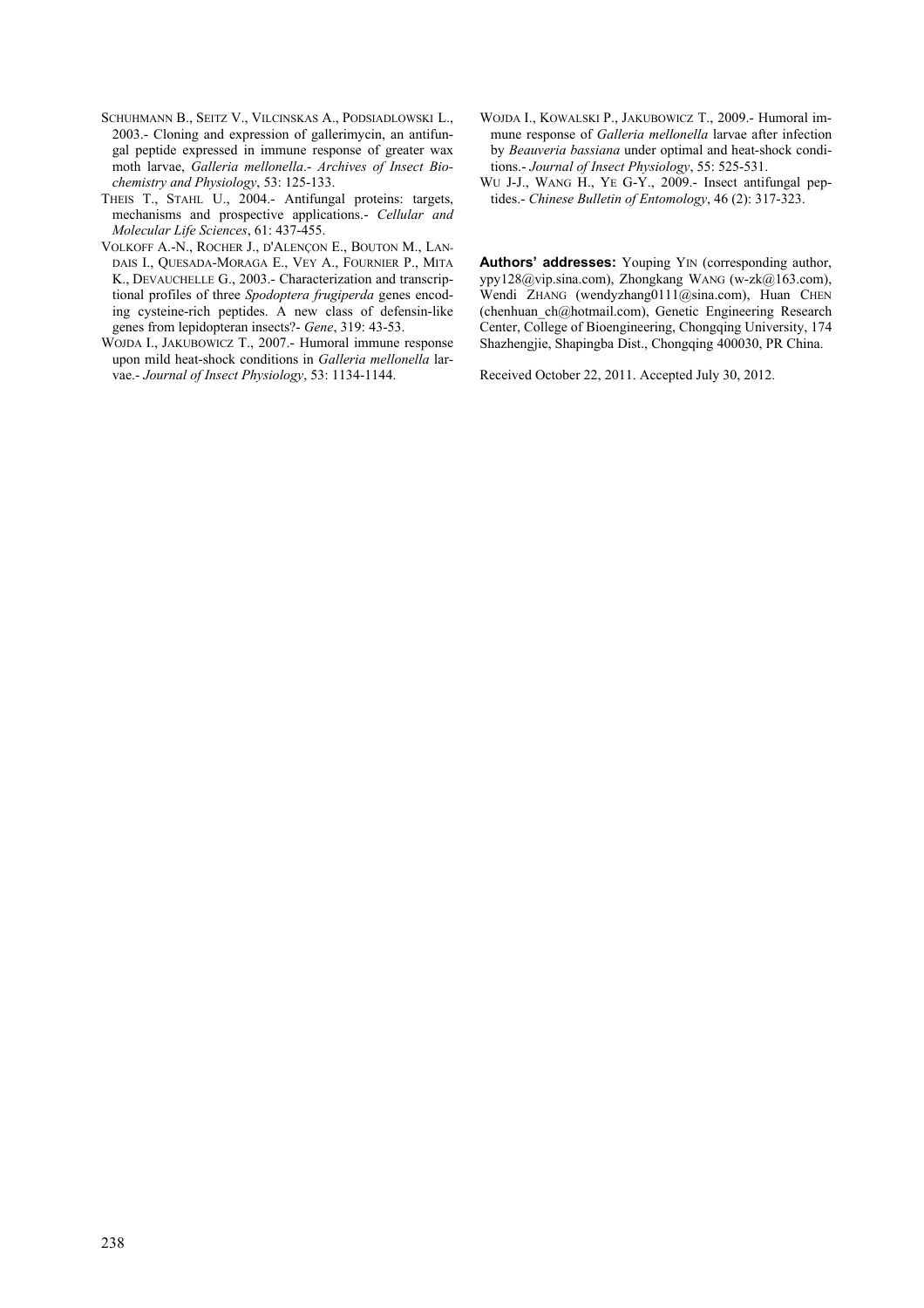SCHUHMANN B., SEITZ V., VILCINSKAS A., PODSIADLOWSKI L., 2003.- Cloning and expression of gallerimycin, an antifungal peptide expressed in immune response of greater wax moth larvae, *Galleria mellonella*.- *Archives of Insect Biochemistry and Physiology*, 53: 125-133.

THEIS T., STAHL U., 2004.- Antifungal proteins: targets, mechanisms and prospective applications.- *Cellular and Molecular Life Sciences*, 61: 437-455.

VOLKOFF A.-N., ROCHER J., D'ALENÇON E., BOUTON M., LANDAIS I., QUESADA-MORAGA E., VEY A., FOURNIER P., MITA K., DEVAUCHELLE G., 2003.- Characterization and transcriptional profiles of three *Spodoptera frugiperda* genes encoding cysteine-rich peptides. A new class of defensin-like genes from lepidopteran insects?- *Gene*, 319: 43-53.

WOJDA I., JAKUBOWICZ T., 2007.- Humoral immune response upon mild heat-shock conditions in *Galleria mellonella* larvae.- *Journal of Insect Physiology*, 53: 1134-1144.

WOJDA I., KOWALSKI P., JAKUBOWICZ T., 2009.- Humoral immune response of *Galleria mellonella* larvae after infection by *Beauveria bassiana* under optimal and heat-shock conditions.- *Journal of Insect Physiology*, 55: 525-531.

WU J-J., WANG H., YE G-Y., 2009.- Insect antifungal peptides.- *Chinese Bulletin of Entomology*, 46 (2): 317-323.

**Authors' addresses:** Youping YIN (corresponding author, ypy128@vip.sina.com), Zhongkang WANG (w-zk@163.com), Wendi ZHANG (wendyzhang0111@sina.com), Huan CHEN (chenhuan_ch@hotmail.com), Genetic Engineering Research Center, College of Bioengineering, Chongqing University, 174 Shazhengjie, Shapingba Dist., Chongqing 400030, PR China.

Received October 22, 2011. Accepted July 30, 2012.